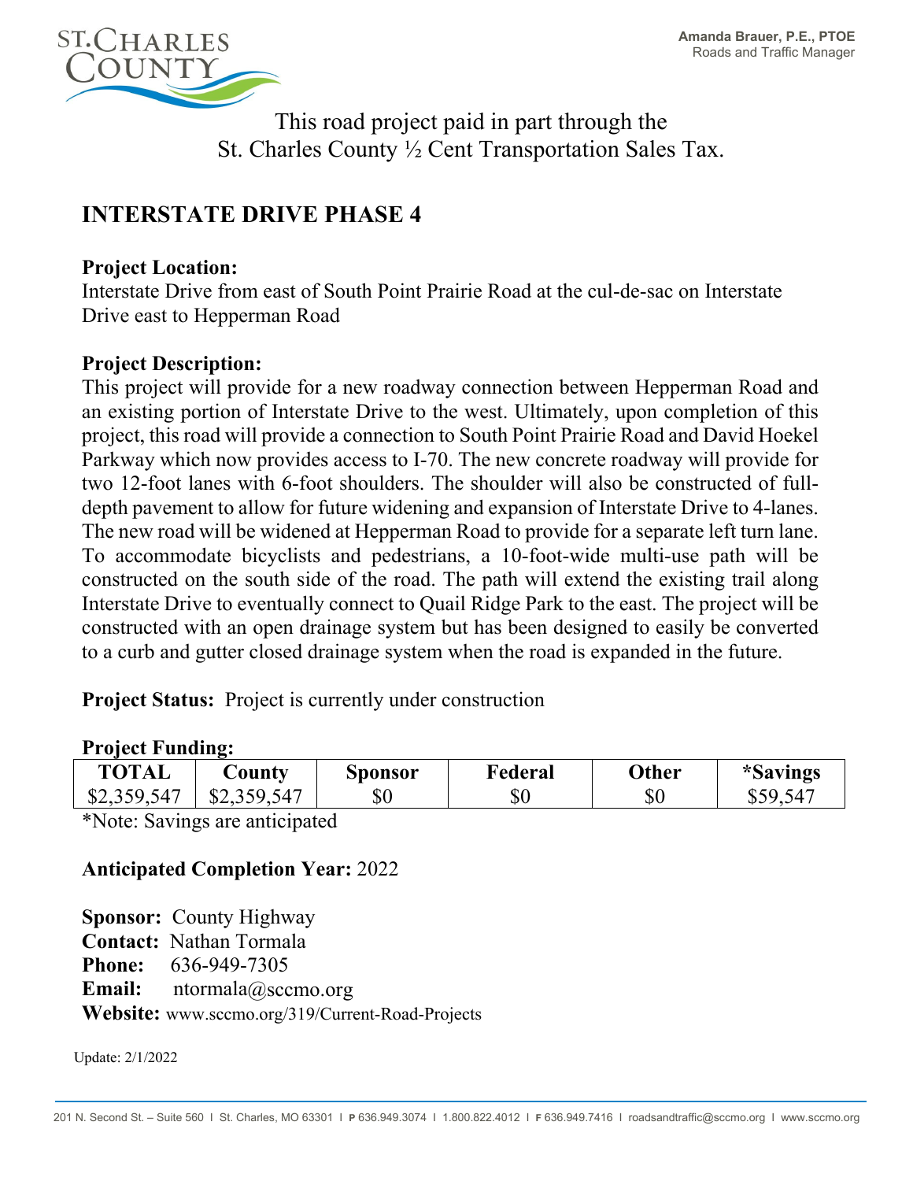Amanda Brauer, P.E., PTOE
Roads and Traffic Manager

This road project paid in part through the
St. Charles County ½ Cent Transportation Sales Tax.

# INTERSTATE DRIVE PHASE 4

**Project Location:**
Interstate Drive from east of South Point Prairie Road at the cul-de-sac on Interstate Drive east to Hepperman Road

**Project Description:**
This project will provide for a new roadway connection between Hepperman Road and an existing portion of Interstate Drive to the west. Ultimately, upon completion of this project, this road will provide a connection to South Point Prairie Road and David Hoekel Parkway which now provides access to I-70. The new concrete roadway will provide for two 12-foot lanes with 6-foot shoulders. The shoulder will also be constructed of full-depth pavement to allow for future widening and expansion of Interstate Drive to 4-lanes. The new road will be widened at Hepperman Road to provide for a separate left turn lane. To accommodate bicyclists and pedestrians, a 10-foot-wide multi-use path will be constructed on the south side of the road. The path will extend the existing trail along Interstate Drive to eventually connect to Quail Ridge Park to the east. The project will be constructed with an open drainage system but has been designed to easily be converted to a curb and gutter closed drainage system when the road is expanded in the future.

**Project Status:** Project is currently under construction

**Project Funding:**

| TOTAL | County | Sponsor | Federal | Other | *Savings |
|---|---|---|---|---|---|
| $2,359,547 | $2,359,547 | $0 | $0 | $0 | $59,547 |

*Note: Savings are anticipated

**Anticipated Completion Year:** 2022

**Sponsor:** County Highway
**Contact:** Nathan Tormala
**Phone:** 636-949-7305
**Email:** ntormala@sccmo.org
**Website:** www.sccmo.org/319/Current-Road-Projects

Update: 2/1/2022

201 N. Second St. – Suite 560 I St. Charles, MO 63301 I P 636.949.3074 I 1.800.822.4012 I F 636.949.7416 I roadsandtraffic@sccmo.org I www.sccmo.org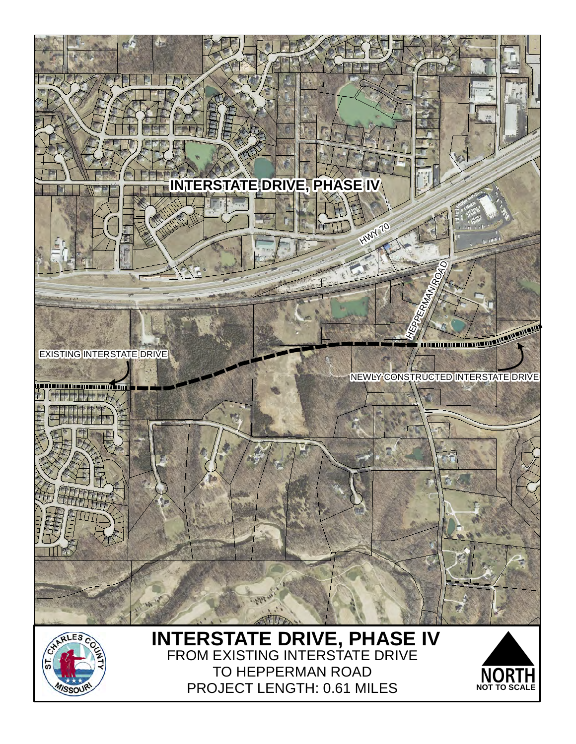INTERSTATE DRIVE, PHASE IV

HWY 70

HEPPERMAN ROAD

EXISTING INTERSTATE DRIVE

NEWLY CONSTRUCTED INTERSTATE DRIVE

# INTERSTATE DRIVE, PHASE IV

FROM EXISTING INTERSTATE DRIVE
TO HEPPERMAN ROAD
PROJECT LENGTH: 0.61 MILES

ST. CHARLES COUNTY MISSOURI

NORTH
NOT TO SCALE